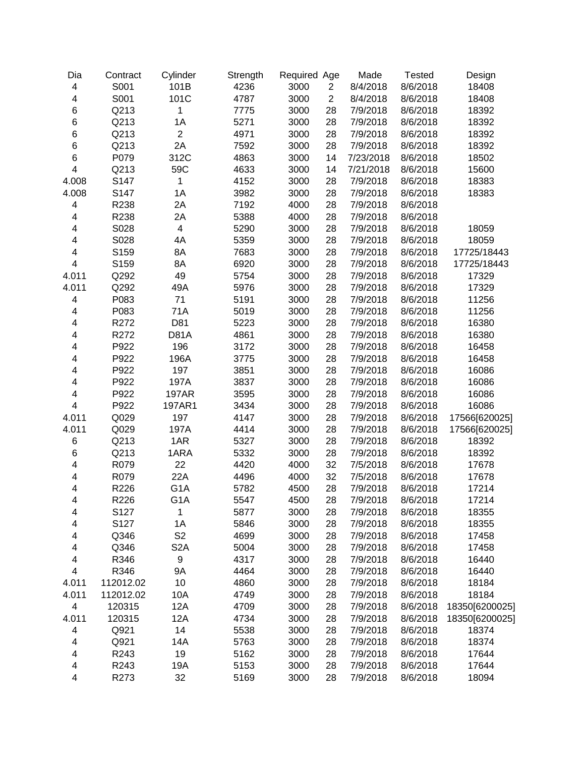| Dia | Contract | Cylinder | Strength | Required | Age | Made | Tested | Design |
|---|---|---|---|---|---|---|---|---|
| 4 | S001 | 101B | 4236 | 3000 | 2 | 8/4/2018 | 8/6/2018 | 18408 |
| 4 | S001 | 101C | 4787 | 3000 | 2 | 8/4/2018 | 8/6/2018 | 18408 |
| 6 | Q213 | 1 | 7775 | 3000 | 28 | 7/9/2018 | 8/6/2018 | 18392 |
| 6 | Q213 | 1A | 5271 | 3000 | 28 | 7/9/2018 | 8/6/2018 | 18392 |
| 6 | Q213 | 2 | 4971 | 3000 | 28 | 7/9/2018 | 8/6/2018 | 18392 |
| 6 | Q213 | 2A | 7592 | 3000 | 28 | 7/9/2018 | 8/6/2018 | 18392 |
| 6 | P079 | 312C | 4863 | 3000 | 14 | 7/23/2018 | 8/6/2018 | 18502 |
| 4 | Q213 | 59C | 4633 | 3000 | 14 | 7/21/2018 | 8/6/2018 | 15600 |
| 4.008 | S147 | 1 | 4152 | 3000 | 28 | 7/9/2018 | 8/6/2018 | 18383 |
| 4.008 | S147 | 1A | 3982 | 3000 | 28 | 7/9/2018 | 8/6/2018 | 18383 |
| 4 | R238 | 2A | 7192 | 4000 | 28 | 7/9/2018 | 8/6/2018 | |
| 4 | R238 | 2A | 5388 | 4000 | 28 | 7/9/2018 | 8/6/2018 | |
| 4 | S028 | 4 | 5290 | 3000 | 28 | 7/9/2018 | 8/6/2018 | 18059 |
| 4 | S028 | 4A | 5359 | 3000 | 28 | 7/9/2018 | 8/6/2018 | 18059 |
| 4 | S159 | 8A | 7683 | 3000 | 28 | 7/9/2018 | 8/6/2018 | 17725/18443 |
| 4 | S159 | 8A | 6920 | 3000 | 28 | 7/9/2018 | 8/6/2018 | 17725/18443 |
| 4.011 | Q292 | 49 | 5754 | 3000 | 28 | 7/9/2018 | 8/6/2018 | 17329 |
| 4.011 | Q292 | 49A | 5976 | 3000 | 28 | 7/9/2018 | 8/6/2018 | 17329 |
| 4 | P083 | 71 | 5191 | 3000 | 28 | 7/9/2018 | 8/6/2018 | 11256 |
| 4 | P083 | 71A | 5019 | 3000 | 28 | 7/9/2018 | 8/6/2018 | 11256 |
| 4 | R272 | D81 | 5223 | 3000 | 28 | 7/9/2018 | 8/6/2018 | 16380 |
| 4 | R272 | D81A | 4861 | 3000 | 28 | 7/9/2018 | 8/6/2018 | 16380 |
| 4 | P922 | 196 | 3172 | 3000 | 28 | 7/9/2018 | 8/6/2018 | 16458 |
| 4 | P922 | 196A | 3775 | 3000 | 28 | 7/9/2018 | 8/6/2018 | 16458 |
| 4 | P922 | 197 | 3851 | 3000 | 28 | 7/9/2018 | 8/6/2018 | 16086 |
| 4 | P922 | 197A | 3837 | 3000 | 28 | 7/9/2018 | 8/6/2018 | 16086 |
| 4 | P922 | 197AR | 3595 | 3000 | 28 | 7/9/2018 | 8/6/2018 | 16086 |
| 4 | P922 | 197AR1 | 3434 | 3000 | 28 | 7/9/2018 | 8/6/2018 | 16086 |
| 4.011 | Q029 | 197 | 4147 | 3000 | 28 | 7/9/2018 | 8/6/2018 | 17566[620025] |
| 4.011 | Q029 | 197A | 4414 | 3000 | 28 | 7/9/2018 | 8/6/2018 | 17566[620025] |
| 6 | Q213 | 1AR | 5327 | 3000 | 28 | 7/9/2018 | 8/6/2018 | 18392 |
| 6 | Q213 | 1ARA | 5332 | 3000 | 28 | 7/9/2018 | 8/6/2018 | 18392 |
| 4 | R079 | 22 | 4420 | 4000 | 32 | 7/5/2018 | 8/6/2018 | 17678 |
| 4 | R079 | 22A | 4496 | 4000 | 32 | 7/5/2018 | 8/6/2018 | 17678 |
| 4 | R226 | G1A | 5782 | 4500 | 28 | 7/9/2018 | 8/6/2018 | 17214 |
| 4 | R226 | G1A | 5547 | 4500 | 28 | 7/9/2018 | 8/6/2018 | 17214 |
| 4 | S127 | 1 | 5877 | 3000 | 28 | 7/9/2018 | 8/6/2018 | 18355 |
| 4 | S127 | 1A | 5846 | 3000 | 28 | 7/9/2018 | 8/6/2018 | 18355 |
| 4 | Q346 | S2 | 4699 | 3000 | 28 | 7/9/2018 | 8/6/2018 | 17458 |
| 4 | Q346 | S2A | 5004 | 3000 | 28 | 7/9/2018 | 8/6/2018 | 17458 |
| 4 | R346 | 9 | 4317 | 3000 | 28 | 7/9/2018 | 8/6/2018 | 16440 |
| 4 | R346 | 9A | 4464 | 3000 | 28 | 7/9/2018 | 8/6/2018 | 16440 |
| 4.011 | 112012.02 | 10 | 4860 | 3000 | 28 | 7/9/2018 | 8/6/2018 | 18184 |
| 4.011 | 112012.02 | 10A | 4749 | 3000 | 28 | 7/9/2018 | 8/6/2018 | 18184 |
| 4 | 120315 | 12A | 4709 | 3000 | 28 | 7/9/2018 | 8/6/2018 | 18350[6200025] |
| 4.011 | 120315 | 12A | 4734 | 3000 | 28 | 7/9/2018 | 8/6/2018 | 18350[6200025] |
| 4 | Q921 | 14 | 5538 | 3000 | 28 | 7/9/2018 | 8/6/2018 | 18374 |
| 4 | Q921 | 14A | 5763 | 3000 | 28 | 7/9/2018 | 8/6/2018 | 18374 |
| 4 | R243 | 19 | 5162 | 3000 | 28 | 7/9/2018 | 8/6/2018 | 17644 |
| 4 | R243 | 19A | 5153 | 3000 | 28 | 7/9/2018 | 8/6/2018 | 17644 |
| 4 | R273 | 32 | 5169 | 3000 | 28 | 7/9/2018 | 8/6/2018 | 18094 |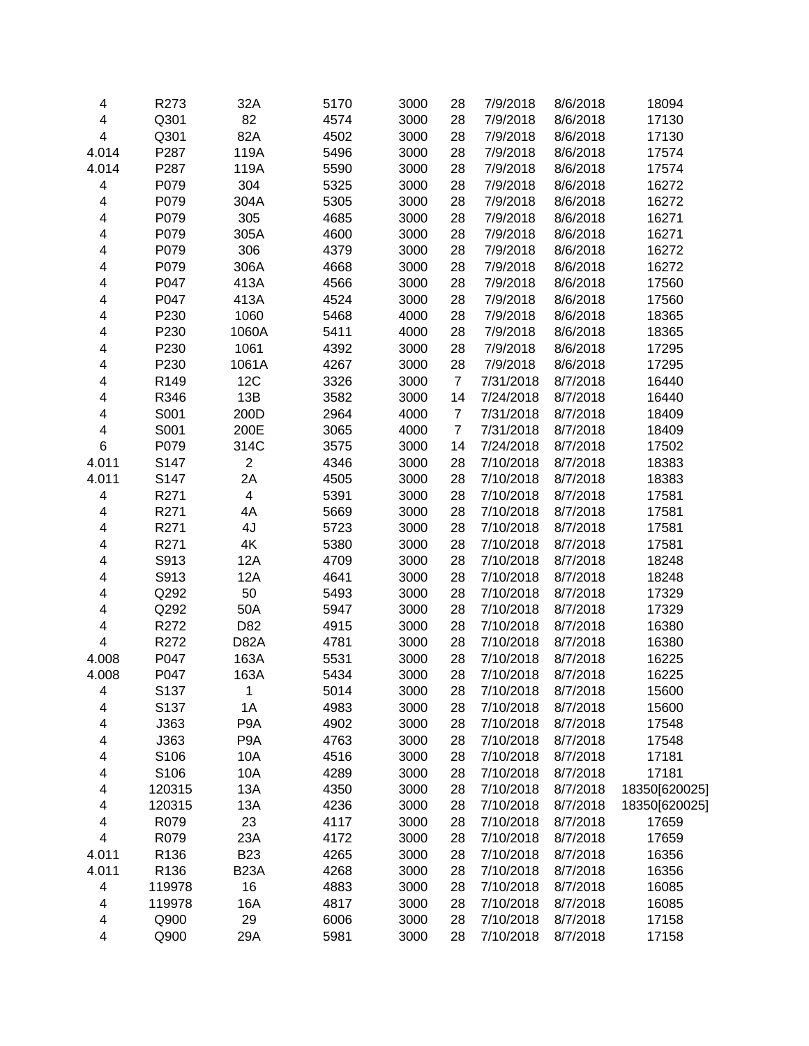| | | | | | | | | |
|---|---|---|---|---|---|---|---|---|
| 4 | R273 | 32A | 5170 | 3000 | 28 | 7/9/2018 | 8/6/2018 | 18094 |
| 4 | Q301 | 82 | 4574 | 3000 | 28 | 7/9/2018 | 8/6/2018 | 17130 |
| 4 | Q301 | 82A | 4502 | 3000 | 28 | 7/9/2018 | 8/6/2018 | 17130 |
| 4.014 | P287 | 119A | 5496 | 3000 | 28 | 7/9/2018 | 8/6/2018 | 17574 |
| 4.014 | P287 | 119A | 5590 | 3000 | 28 | 7/9/2018 | 8/6/2018 | 17574 |
| 4 | P079 | 304 | 5325 | 3000 | 28 | 7/9/2018 | 8/6/2018 | 16272 |
| 4 | P079 | 304A | 5305 | 3000 | 28 | 7/9/2018 | 8/6/2018 | 16272 |
| 4 | P079 | 305 | 4685 | 3000 | 28 | 7/9/2018 | 8/6/2018 | 16271 |
| 4 | P079 | 305A | 4600 | 3000 | 28 | 7/9/2018 | 8/6/2018 | 16271 |
| 4 | P079 | 306 | 4379 | 3000 | 28 | 7/9/2018 | 8/6/2018 | 16272 |
| 4 | P079 | 306A | 4668 | 3000 | 28 | 7/9/2018 | 8/6/2018 | 16272 |
| 4 | P047 | 413A | 4566 | 3000 | 28 | 7/9/2018 | 8/6/2018 | 17560 |
| 4 | P047 | 413A | 4524 | 3000 | 28 | 7/9/2018 | 8/6/2018 | 17560 |
| 4 | P230 | 1060 | 5468 | 4000 | 28 | 7/9/2018 | 8/6/2018 | 18365 |
| 4 | P230 | 1060A | 5411 | 4000 | 28 | 7/9/2018 | 8/6/2018 | 18365 |
| 4 | P230 | 1061 | 4392 | 3000 | 28 | 7/9/2018 | 8/6/2018 | 17295 |
| 4 | P230 | 1061A | 4267 | 3000 | 28 | 7/9/2018 | 8/6/2018 | 17295 |
| 4 | R149 | 12C | 3326 | 3000 | 7 | 7/31/2018 | 8/7/2018 | 16440 |
| 4 | R346 | 13B | 3582 | 3000 | 14 | 7/24/2018 | 8/7/2018 | 16440 |
| 4 | S001 | 200D | 2964 | 4000 | 7 | 7/31/2018 | 8/7/2018 | 18409 |
| 4 | S001 | 200E | 3065 | 4000 | 7 | 7/31/2018 | 8/7/2018 | 18409 |
| 6 | P079 | 314C | 3575 | 3000 | 14 | 7/24/2018 | 8/7/2018 | 17502 |
| 4.011 | S147 | 2 | 4346 | 3000 | 28 | 7/10/2018 | 8/7/2018 | 18383 |
| 4.011 | S147 | 2A | 4505 | 3000 | 28 | 7/10/2018 | 8/7/2018 | 18383 |
| 4 | R271 | 4 | 5391 | 3000 | 28 | 7/10/2018 | 8/7/2018 | 17581 |
| 4 | R271 | 4A | 5669 | 3000 | 28 | 7/10/2018 | 8/7/2018 | 17581 |
| 4 | R271 | 4J | 5723 | 3000 | 28 | 7/10/2018 | 8/7/2018 | 17581 |
| 4 | R271 | 4K | 5380 | 3000 | 28 | 7/10/2018 | 8/7/2018 | 17581 |
| 4 | S913 | 12A | 4709 | 3000 | 28 | 7/10/2018 | 8/7/2018 | 18248 |
| 4 | S913 | 12A | 4641 | 3000 | 28 | 7/10/2018 | 8/7/2018 | 18248 |
| 4 | Q292 | 50 | 5493 | 3000 | 28 | 7/10/2018 | 8/7/2018 | 17329 |
| 4 | Q292 | 50A | 5947 | 3000 | 28 | 7/10/2018 | 8/7/2018 | 17329 |
| 4 | R272 | D82 | 4915 | 3000 | 28 | 7/10/2018 | 8/7/2018 | 16380 |
| 4 | R272 | D82A | 4781 | 3000 | 28 | 7/10/2018 | 8/7/2018 | 16380 |
| 4.008 | P047 | 163A | 5531 | 3000 | 28 | 7/10/2018 | 8/7/2018 | 16225 |
| 4.008 | P047 | 163A | 5434 | 3000 | 28 | 7/10/2018 | 8/7/2018 | 16225 |
| 4 | S137 | 1 | 5014 | 3000 | 28 | 7/10/2018 | 8/7/2018 | 15600 |
| 4 | S137 | 1A | 4983 | 3000 | 28 | 7/10/2018 | 8/7/2018 | 15600 |
| 4 | J363 | P9A | 4902 | 3000 | 28 | 7/10/2018 | 8/7/2018 | 17548 |
| 4 | J363 | P9A | 4763 | 3000 | 28 | 7/10/2018 | 8/7/2018 | 17548 |
| 4 | S106 | 10A | 4516 | 3000 | 28 | 7/10/2018 | 8/7/2018 | 17181 |
| 4 | S106 | 10A | 4289 | 3000 | 28 | 7/10/2018 | 8/7/2018 | 17181 |
| 4 | 120315 | 13A | 4350 | 3000 | 28 | 7/10/2018 | 8/7/2018 | 18350[620025] |
| 4 | 120315 | 13A | 4236 | 3000 | 28 | 7/10/2018 | 8/7/2018 | 18350[620025] |
| 4 | R079 | 23 | 4117 | 3000 | 28 | 7/10/2018 | 8/7/2018 | 17659 |
| 4 | R079 | 23A | 4172 | 3000 | 28 | 7/10/2018 | 8/7/2018 | 17659 |
| 4.011 | R136 | B23 | 4265 | 3000 | 28 | 7/10/2018 | 8/7/2018 | 16356 |
| 4.011 | R136 | B23A | 4268 | 3000 | 28 | 7/10/2018 | 8/7/2018 | 16356 |
| 4 | 119978 | 16 | 4883 | 3000 | 28 | 7/10/2018 | 8/7/2018 | 16085 |
| 4 | 119978 | 16A | 4817 | 3000 | 28 | 7/10/2018 | 8/7/2018 | 16085 |
| 4 | Q900 | 29 | 6006 | 3000 | 28 | 7/10/2018 | 8/7/2018 | 17158 |
| 4 | Q900 | 29A | 5981 | 3000 | 28 | 7/10/2018 | 8/7/2018 | 17158 |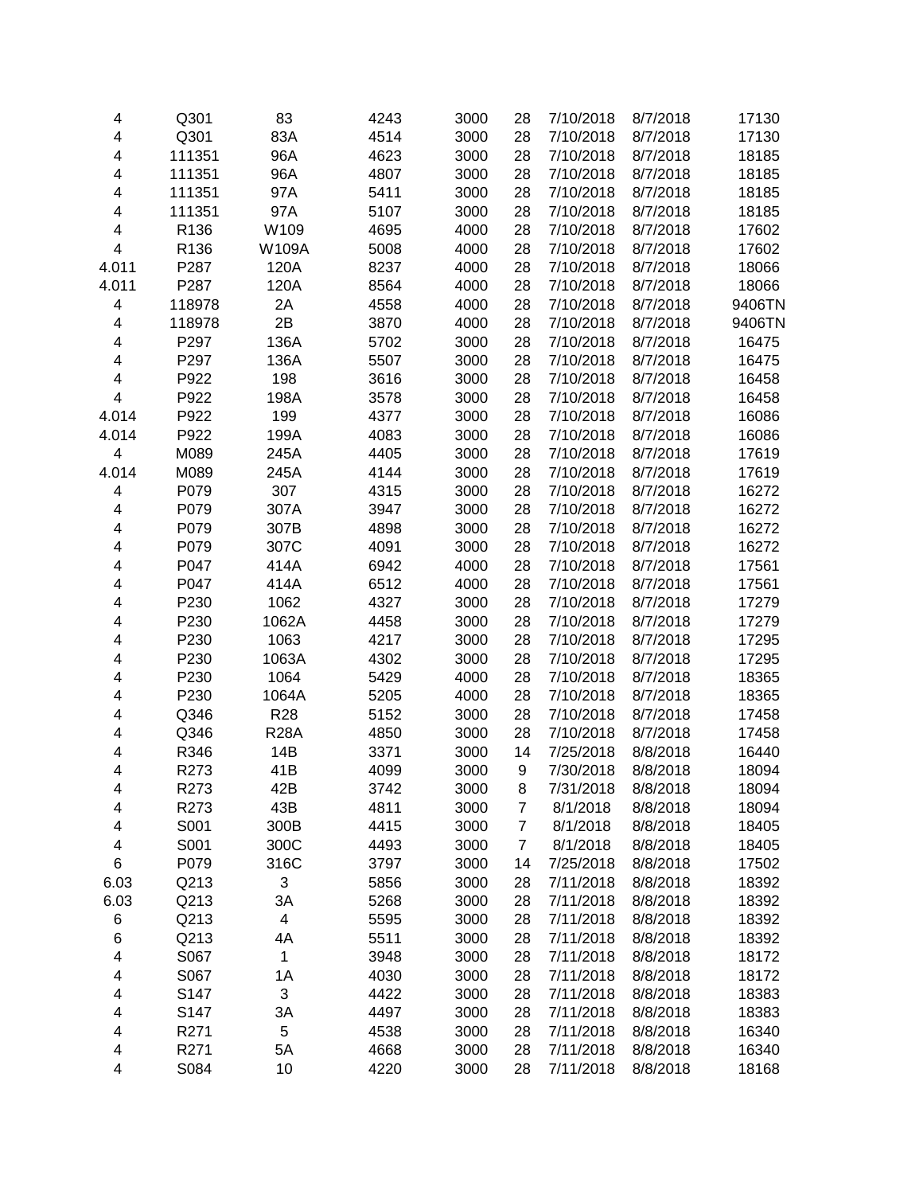| | | | | | | | | |
|---|---|---|---|---|---|---|---|---|
| 4 | Q301 | 83 | 4243 | 3000 | 28 | 7/10/2018 | 8/7/2018 | 17130 |
| 4 | Q301 | 83A | 4514 | 3000 | 28 | 7/10/2018 | 8/7/2018 | 17130 |
| 4 | 111351 | 96A | 4623 | 3000 | 28 | 7/10/2018 | 8/7/2018 | 18185 |
| 4 | 111351 | 96A | 4807 | 3000 | 28 | 7/10/2018 | 8/7/2018 | 18185 |
| 4 | 111351 | 97A | 5411 | 3000 | 28 | 7/10/2018 | 8/7/2018 | 18185 |
| 4 | 111351 | 97A | 5107 | 3000 | 28 | 7/10/2018 | 8/7/2018 | 18185 |
| 4 | R136 | W109 | 4695 | 4000 | 28 | 7/10/2018 | 8/7/2018 | 17602 |
| 4 | R136 | W109A | 5008 | 4000 | 28 | 7/10/2018 | 8/7/2018 | 17602 |
| 4.011 | P287 | 120A | 8237 | 4000 | 28 | 7/10/2018 | 8/7/2018 | 18066 |
| 4.011 | P287 | 120A | 8564 | 4000 | 28 | 7/10/2018 | 8/7/2018 | 18066 |
| 4 | 118978 | 2A | 4558 | 4000 | 28 | 7/10/2018 | 8/7/2018 | 9406TN |
| 4 | 118978 | 2B | 3870 | 4000 | 28 | 7/10/2018 | 8/7/2018 | 9406TN |
| 4 | P297 | 136A | 5702 | 3000 | 28 | 7/10/2018 | 8/7/2018 | 16475 |
| 4 | P297 | 136A | 5507 | 3000 | 28 | 7/10/2018 | 8/7/2018 | 16475 |
| 4 | P922 | 198 | 3616 | 3000 | 28 | 7/10/2018 | 8/7/2018 | 16458 |
| 4 | P922 | 198A | 3578 | 3000 | 28 | 7/10/2018 | 8/7/2018 | 16458 |
| 4.014 | P922 | 199 | 4377 | 3000 | 28 | 7/10/2018 | 8/7/2018 | 16086 |
| 4.014 | P922 | 199A | 4083 | 3000 | 28 | 7/10/2018 | 8/7/2018 | 16086 |
| 4 | M089 | 245A | 4405 | 3000 | 28 | 7/10/2018 | 8/7/2018 | 17619 |
| 4.014 | M089 | 245A | 4144 | 3000 | 28 | 7/10/2018 | 8/7/2018 | 17619 |
| 4 | P079 | 307 | 4315 | 3000 | 28 | 7/10/2018 | 8/7/2018 | 16272 |
| 4 | P079 | 307A | 3947 | 3000 | 28 | 7/10/2018 | 8/7/2018 | 16272 |
| 4 | P079 | 307B | 4898 | 3000 | 28 | 7/10/2018 | 8/7/2018 | 16272 |
| 4 | P079 | 307C | 4091 | 3000 | 28 | 7/10/2018 | 8/7/2018 | 16272 |
| 4 | P047 | 414A | 6942 | 4000 | 28 | 7/10/2018 | 8/7/2018 | 17561 |
| 4 | P047 | 414A | 6512 | 4000 | 28 | 7/10/2018 | 8/7/2018 | 17561 |
| 4 | P230 | 1062 | 4327 | 3000 | 28 | 7/10/2018 | 8/7/2018 | 17279 |
| 4 | P230 | 1062A | 4458 | 3000 | 28 | 7/10/2018 | 8/7/2018 | 17279 |
| 4 | P230 | 1063 | 4217 | 3000 | 28 | 7/10/2018 | 8/7/2018 | 17295 |
| 4 | P230 | 1063A | 4302 | 3000 | 28 | 7/10/2018 | 8/7/2018 | 17295 |
| 4 | P230 | 1064 | 5429 | 4000 | 28 | 7/10/2018 | 8/7/2018 | 18365 |
| 4 | P230 | 1064A | 5205 | 4000 | 28 | 7/10/2018 | 8/7/2018 | 18365 |
| 4 | Q346 | R28 | 5152 | 3000 | 28 | 7/10/2018 | 8/7/2018 | 17458 |
| 4 | Q346 | R28A | 4850 | 3000 | 28 | 7/10/2018 | 8/7/2018 | 17458 |
| 4 | R346 | 14B | 3371 | 3000 | 14 | 7/25/2018 | 8/8/2018 | 16440 |
| 4 | R273 | 41B | 4099 | 3000 | 9 | 7/30/2018 | 8/8/2018 | 18094 |
| 4 | R273 | 42B | 3742 | 3000 | 8 | 7/31/2018 | 8/8/2018 | 18094 |
| 4 | R273 | 43B | 4811 | 3000 | 7 | 8/1/2018 | 8/8/2018 | 18094 |
| 4 | S001 | 300B | 4415 | 3000 | 7 | 8/1/2018 | 8/8/2018 | 18405 |
| 4 | S001 | 300C | 4493 | 3000 | 7 | 8/1/2018 | 8/8/2018 | 18405 |
| 6 | P079 | 316C | 3797 | 3000 | 14 | 7/25/2018 | 8/8/2018 | 17502 |
| 6.03 | Q213 | 3 | 5856 | 3000 | 28 | 7/11/2018 | 8/8/2018 | 18392 |
| 6.03 | Q213 | 3A | 5268 | 3000 | 28 | 7/11/2018 | 8/8/2018 | 18392 |
| 6 | Q213 | 4 | 5595 | 3000 | 28 | 7/11/2018 | 8/8/2018 | 18392 |
| 6 | Q213 | 4A | 5511 | 3000 | 28 | 7/11/2018 | 8/8/2018 | 18392 |
| 4 | S067 | 1 | 3948 | 3000 | 28 | 7/11/2018 | 8/8/2018 | 18172 |
| 4 | S067 | 1A | 4030 | 3000 | 28 | 7/11/2018 | 8/8/2018 | 18172 |
| 4 | S147 | 3 | 4422 | 3000 | 28 | 7/11/2018 | 8/8/2018 | 18383 |
| 4 | S147 | 3A | 4497 | 3000 | 28 | 7/11/2018 | 8/8/2018 | 18383 |
| 4 | R271 | 5 | 4538 | 3000 | 28 | 7/11/2018 | 8/8/2018 | 16340 |
| 4 | R271 | 5A | 4668 | 3000 | 28 | 7/11/2018 | 8/8/2018 | 16340 |
| 4 | S084 | 10 | 4220 | 3000 | 28 | 7/11/2018 | 8/8/2018 | 18168 |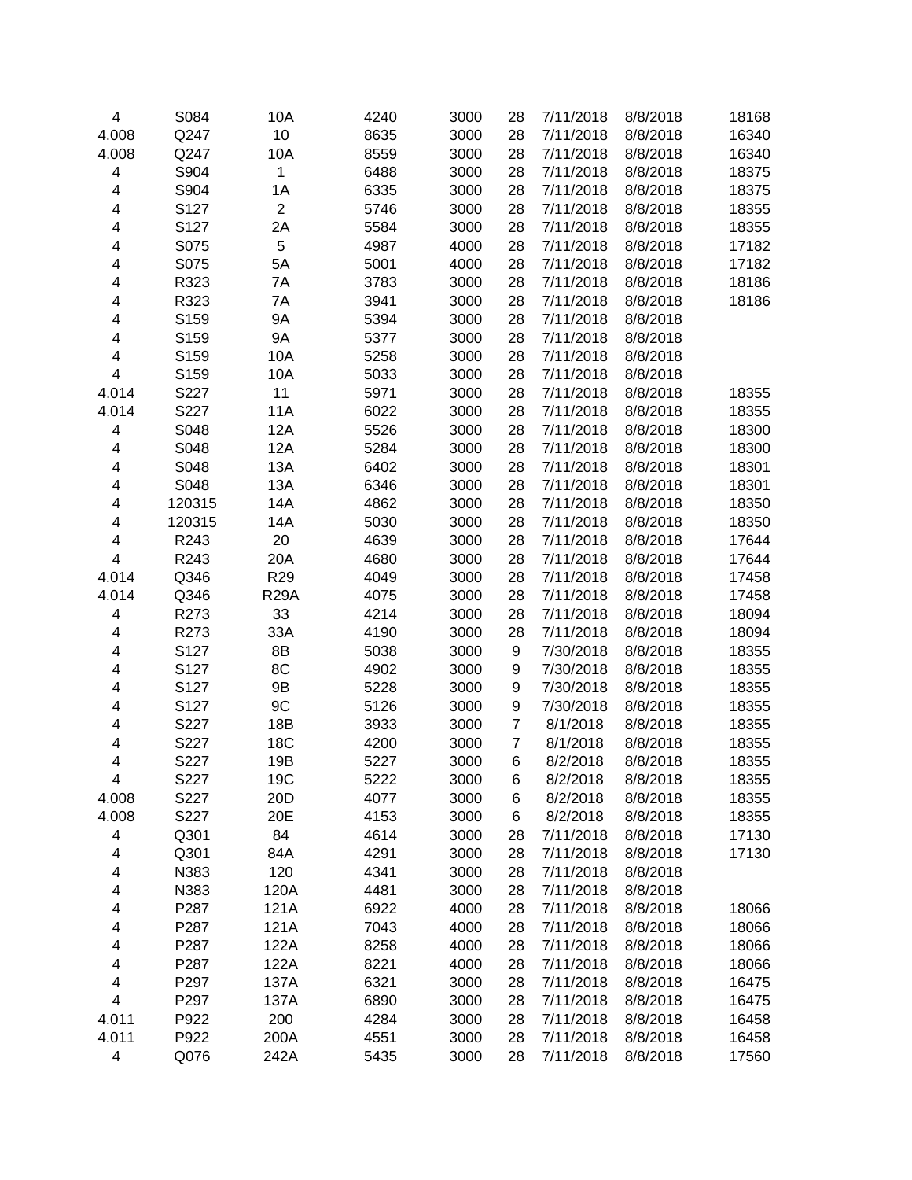| | | | | | | | | |
|---|---|---|---|---|---|---|---|---|
| 4 | S084 | 10A | 4240 | 3000 | 28 | 7/11/2018 | 8/8/2018 | 18168 |
| 4.008 | Q247 | 10 | 8635 | 3000 | 28 | 7/11/2018 | 8/8/2018 | 16340 |
| 4.008 | Q247 | 10A | 8559 | 3000 | 28 | 7/11/2018 | 8/8/2018 | 16340 |
| 4 | S904 | 1 | 6488 | 3000 | 28 | 7/11/2018 | 8/8/2018 | 18375 |
| 4 | S904 | 1A | 6335 | 3000 | 28 | 7/11/2018 | 8/8/2018 | 18375 |
| 4 | S127 | 2 | 5746 | 3000 | 28 | 7/11/2018 | 8/8/2018 | 18355 |
| 4 | S127 | 2A | 5584 | 3000 | 28 | 7/11/2018 | 8/8/2018 | 18355 |
| 4 | S075 | 5 | 4987 | 4000 | 28 | 7/11/2018 | 8/8/2018 | 17182 |
| 4 | S075 | 5A | 5001 | 4000 | 28 | 7/11/2018 | 8/8/2018 | 17182 |
| 4 | R323 | 7A | 3783 | 3000 | 28 | 7/11/2018 | 8/8/2018 | 18186 |
| 4 | R323 | 7A | 3941 | 3000 | 28 | 7/11/2018 | 8/8/2018 | 18186 |
| 4 | S159 | 9A | 5394 | 3000 | 28 | 7/11/2018 | 8/8/2018 | |
| 4 | S159 | 9A | 5377 | 3000 | 28 | 7/11/2018 | 8/8/2018 | |
| 4 | S159 | 10A | 5258 | 3000 | 28 | 7/11/2018 | 8/8/2018 | |
| 4 | S159 | 10A | 5033 | 3000 | 28 | 7/11/2018 | 8/8/2018 | |
| 4.014 | S227 | 11 | 5971 | 3000 | 28 | 7/11/2018 | 8/8/2018 | 18355 |
| 4.014 | S227 | 11A | 6022 | 3000 | 28 | 7/11/2018 | 8/8/2018 | 18355 |
| 4 | S048 | 12A | 5526 | 3000 | 28 | 7/11/2018 | 8/8/2018 | 18300 |
| 4 | S048 | 12A | 5284 | 3000 | 28 | 7/11/2018 | 8/8/2018 | 18300 |
| 4 | S048 | 13A | 6402 | 3000 | 28 | 7/11/2018 | 8/8/2018 | 18301 |
| 4 | S048 | 13A | 6346 | 3000 | 28 | 7/11/2018 | 8/8/2018 | 18301 |
| 4 | 120315 | 14A | 4862 | 3000 | 28 | 7/11/2018 | 8/8/2018 | 18350 |
| 4 | 120315 | 14A | 5030 | 3000 | 28 | 7/11/2018 | 8/8/2018 | 18350 |
| 4 | R243 | 20 | 4639 | 3000 | 28 | 7/11/2018 | 8/8/2018 | 17644 |
| 4 | R243 | 20A | 4680 | 3000 | 28 | 7/11/2018 | 8/8/2018 | 17644 |
| 4.014 | Q346 | R29 | 4049 | 3000 | 28 | 7/11/2018 | 8/8/2018 | 17458 |
| 4.014 | Q346 | R29A | 4075 | 3000 | 28 | 7/11/2018 | 8/8/2018 | 17458 |
| 4 | R273 | 33 | 4214 | 3000 | 28 | 7/11/2018 | 8/8/2018 | 18094 |
| 4 | R273 | 33A | 4190 | 3000 | 28 | 7/11/2018 | 8/8/2018 | 18094 |
| 4 | S127 | 8B | 5038 | 3000 | 9 | 7/30/2018 | 8/8/2018 | 18355 |
| 4 | S127 | 8C | 4902 | 3000 | 9 | 7/30/2018 | 8/8/2018 | 18355 |
| 4 | S127 | 9B | 5228 | 3000 | 9 | 7/30/2018 | 8/8/2018 | 18355 |
| 4 | S127 | 9C | 5126 | 3000 | 9 | 7/30/2018 | 8/8/2018 | 18355 |
| 4 | S227 | 18B | 3933 | 3000 | 7 | 8/1/2018 | 8/8/2018 | 18355 |
| 4 | S227 | 18C | 4200 | 3000 | 7 | 8/1/2018 | 8/8/2018 | 18355 |
| 4 | S227 | 19B | 5227 | 3000 | 6 | 8/2/2018 | 8/8/2018 | 18355 |
| 4 | S227 | 19C | 5222 | 3000 | 6 | 8/2/2018 | 8/8/2018 | 18355 |
| 4.008 | S227 | 20D | 4077 | 3000 | 6 | 8/2/2018 | 8/8/2018 | 18355 |
| 4.008 | S227 | 20E | 4153 | 3000 | 6 | 8/2/2018 | 8/8/2018 | 18355 |
| 4 | Q301 | 84 | 4614 | 3000 | 28 | 7/11/2018 | 8/8/2018 | 17130 |
| 4 | Q301 | 84A | 4291 | 3000 | 28 | 7/11/2018 | 8/8/2018 | 17130 |
| 4 | N383 | 120 | 4341 | 3000 | 28 | 7/11/2018 | 8/8/2018 | |
| 4 | N383 | 120A | 4481 | 3000 | 28 | 7/11/2018 | 8/8/2018 | |
| 4 | P287 | 121A | 6922 | 4000 | 28 | 7/11/2018 | 8/8/2018 | 18066 |
| 4 | P287 | 121A | 7043 | 4000 | 28 | 7/11/2018 | 8/8/2018 | 18066 |
| 4 | P287 | 122A | 8258 | 4000 | 28 | 7/11/2018 | 8/8/2018 | 18066 |
| 4 | P287 | 122A | 8221 | 4000 | 28 | 7/11/2018 | 8/8/2018 | 18066 |
| 4 | P297 | 137A | 6321 | 3000 | 28 | 7/11/2018 | 8/8/2018 | 16475 |
| 4 | P297 | 137A | 6890 | 3000 | 28 | 7/11/2018 | 8/8/2018 | 16475 |
| 4.011 | P922 | 200 | 4284 | 3000 | 28 | 7/11/2018 | 8/8/2018 | 16458 |
| 4.011 | P922 | 200A | 4551 | 3000 | 28 | 7/11/2018 | 8/8/2018 | 16458 |
| 4 | Q076 | 242A | 5435 | 3000 | 28 | 7/11/2018 | 8/8/2018 | 17560 |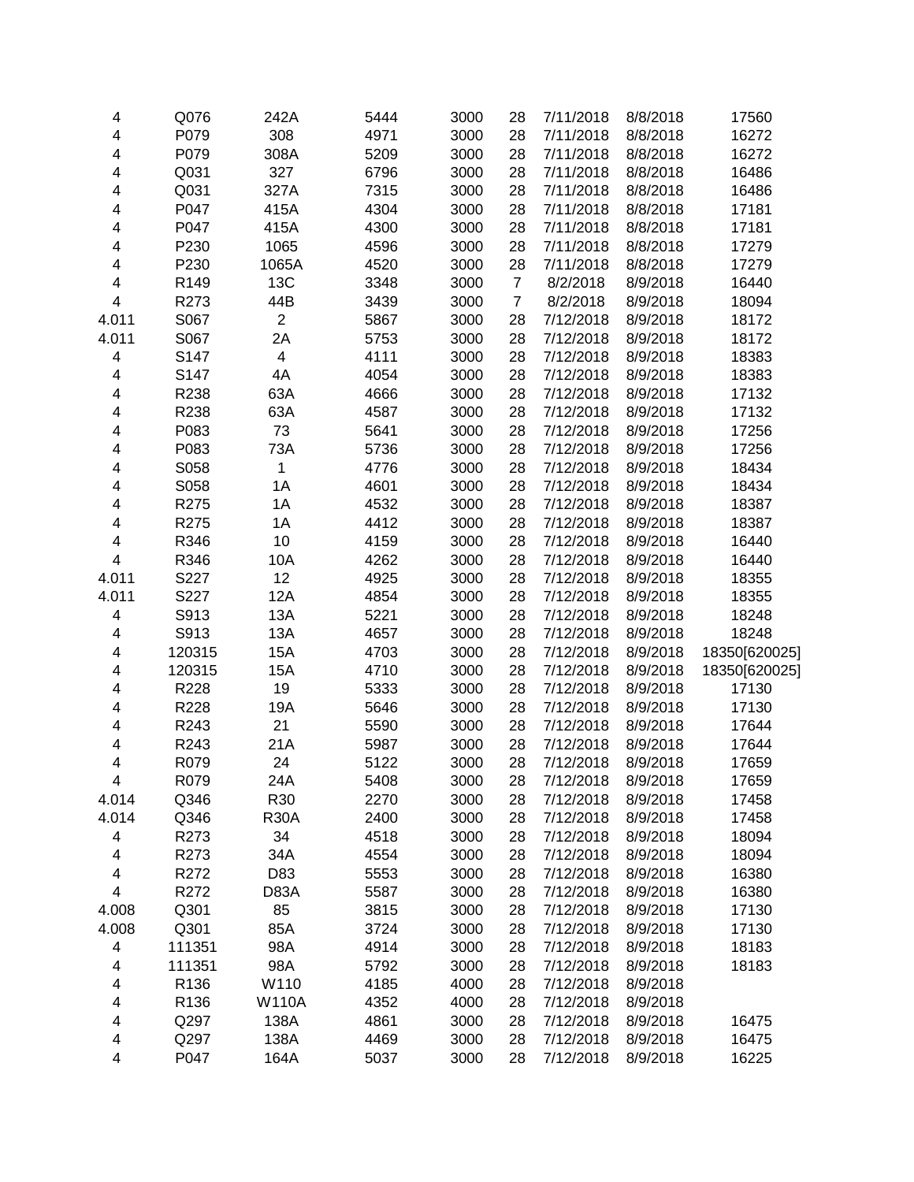| | | | | | | | | |
|---|---|---|---|---|---|---|---|---|
| 4 | Q076 | 242A | 5444 | 3000 | 28 | 7/11/2018 | 8/8/2018 | 17560 |
| 4 | P079 | 308 | 4971 | 3000 | 28 | 7/11/2018 | 8/8/2018 | 16272 |
| 4 | P079 | 308A | 5209 | 3000 | 28 | 7/11/2018 | 8/8/2018 | 16272 |
| 4 | Q031 | 327 | 6796 | 3000 | 28 | 7/11/2018 | 8/8/2018 | 16486 |
| 4 | Q031 | 327A | 7315 | 3000 | 28 | 7/11/2018 | 8/8/2018 | 16486 |
| 4 | P047 | 415A | 4304 | 3000 | 28 | 7/11/2018 | 8/8/2018 | 17181 |
| 4 | P047 | 415A | 4300 | 3000 | 28 | 7/11/2018 | 8/8/2018 | 17181 |
| 4 | P230 | 1065 | 4596 | 3000 | 28 | 7/11/2018 | 8/8/2018 | 17279 |
| 4 | P230 | 1065A | 4520 | 3000 | 28 | 7/11/2018 | 8/8/2018 | 17279 |
| 4 | R149 | 13C | 3348 | 3000 | 7 | 8/2/2018 | 8/9/2018 | 16440 |
| 4 | R273 | 44B | 3439 | 3000 | 7 | 8/2/2018 | 8/9/2018 | 18094 |
| 4.011 | S067 | 2 | 5867 | 3000 | 28 | 7/12/2018 | 8/9/2018 | 18172 |
| 4.011 | S067 | 2A | 5753 | 3000 | 28 | 7/12/2018 | 8/9/2018 | 18172 |
| 4 | S147 | 4 | 4111 | 3000 | 28 | 7/12/2018 | 8/9/2018 | 18383 |
| 4 | S147 | 4A | 4054 | 3000 | 28 | 7/12/2018 | 8/9/2018 | 18383 |
| 4 | R238 | 63A | 4666 | 3000 | 28 | 7/12/2018 | 8/9/2018 | 17132 |
| 4 | R238 | 63A | 4587 | 3000 | 28 | 7/12/2018 | 8/9/2018 | 17132 |
| 4 | P083 | 73 | 5641 | 3000 | 28 | 7/12/2018 | 8/9/2018 | 17256 |
| 4 | P083 | 73A | 5736 | 3000 | 28 | 7/12/2018 | 8/9/2018 | 17256 |
| 4 | S058 | 1 | 4776 | 3000 | 28 | 7/12/2018 | 8/9/2018 | 18434 |
| 4 | S058 | 1A | 4601 | 3000 | 28 | 7/12/2018 | 8/9/2018 | 18434 |
| 4 | R275 | 1A | 4532 | 3000 | 28 | 7/12/2018 | 8/9/2018 | 18387 |
| 4 | R275 | 1A | 4412 | 3000 | 28 | 7/12/2018 | 8/9/2018 | 18387 |
| 4 | R346 | 10 | 4159 | 3000 | 28 | 7/12/2018 | 8/9/2018 | 16440 |
| 4 | R346 | 10A | 4262 | 3000 | 28 | 7/12/2018 | 8/9/2018 | 16440 |
| 4.011 | S227 | 12 | 4925 | 3000 | 28 | 7/12/2018 | 8/9/2018 | 18355 |
| 4.011 | S227 | 12A | 4854 | 3000 | 28 | 7/12/2018 | 8/9/2018 | 18355 |
| 4 | S913 | 13A | 5221 | 3000 | 28 | 7/12/2018 | 8/9/2018 | 18248 |
| 4 | S913 | 13A | 4657 | 3000 | 28 | 7/12/2018 | 8/9/2018 | 18248 |
| 4 | 120315 | 15A | 4703 | 3000 | 28 | 7/12/2018 | 8/9/2018 | 18350[620025] |
| 4 | 120315 | 15A | 4710 | 3000 | 28 | 7/12/2018 | 8/9/2018 | 18350[620025] |
| 4 | R228 | 19 | 5333 | 3000 | 28 | 7/12/2018 | 8/9/2018 | 17130 |
| 4 | R228 | 19A | 5646 | 3000 | 28 | 7/12/2018 | 8/9/2018 | 17130 |
| 4 | R243 | 21 | 5590 | 3000 | 28 | 7/12/2018 | 8/9/2018 | 17644 |
| 4 | R243 | 21A | 5987 | 3000 | 28 | 7/12/2018 | 8/9/2018 | 17644 |
| 4 | R079 | 24 | 5122 | 3000 | 28 | 7/12/2018 | 8/9/2018 | 17659 |
| 4 | R079 | 24A | 5408 | 3000 | 28 | 7/12/2018 | 8/9/2018 | 17659 |
| 4.014 | Q346 | R30 | 2270 | 3000 | 28 | 7/12/2018 | 8/9/2018 | 17458 |
| 4.014 | Q346 | R30A | 2400 | 3000 | 28 | 7/12/2018 | 8/9/2018 | 17458 |
| 4 | R273 | 34 | 4518 | 3000 | 28 | 7/12/2018 | 8/9/2018 | 18094 |
| 4 | R273 | 34A | 4554 | 3000 | 28 | 7/12/2018 | 8/9/2018 | 18094 |
| 4 | R272 | D83 | 5553 | 3000 | 28 | 7/12/2018 | 8/9/2018 | 16380 |
| 4 | R272 | D83A | 5587 | 3000 | 28 | 7/12/2018 | 8/9/2018 | 16380 |
| 4.008 | Q301 | 85 | 3815 | 3000 | 28 | 7/12/2018 | 8/9/2018 | 17130 |
| 4.008 | Q301 | 85A | 3724 | 3000 | 28 | 7/12/2018 | 8/9/2018 | 17130 |
| 4 | 111351 | 98A | 4914 | 3000 | 28 | 7/12/2018 | 8/9/2018 | 18183 |
| 4 | 111351 | 98A | 5792 | 3000 | 28 | 7/12/2018 | 8/9/2018 | 18183 |
| 4 | R136 | W110 | 4185 | 4000 | 28 | 7/12/2018 | 8/9/2018 | |
| 4 | R136 | W110A | 4352 | 4000 | 28 | 7/12/2018 | 8/9/2018 | |
| 4 | Q297 | 138A | 4861 | 3000 | 28 | 7/12/2018 | 8/9/2018 | 16475 |
| 4 | Q297 | 138A | 4469 | 3000 | 28 | 7/12/2018 | 8/9/2018 | 16475 |
| 4 | P047 | 164A | 5037 | 3000 | 28 | 7/12/2018 | 8/9/2018 | 16225 |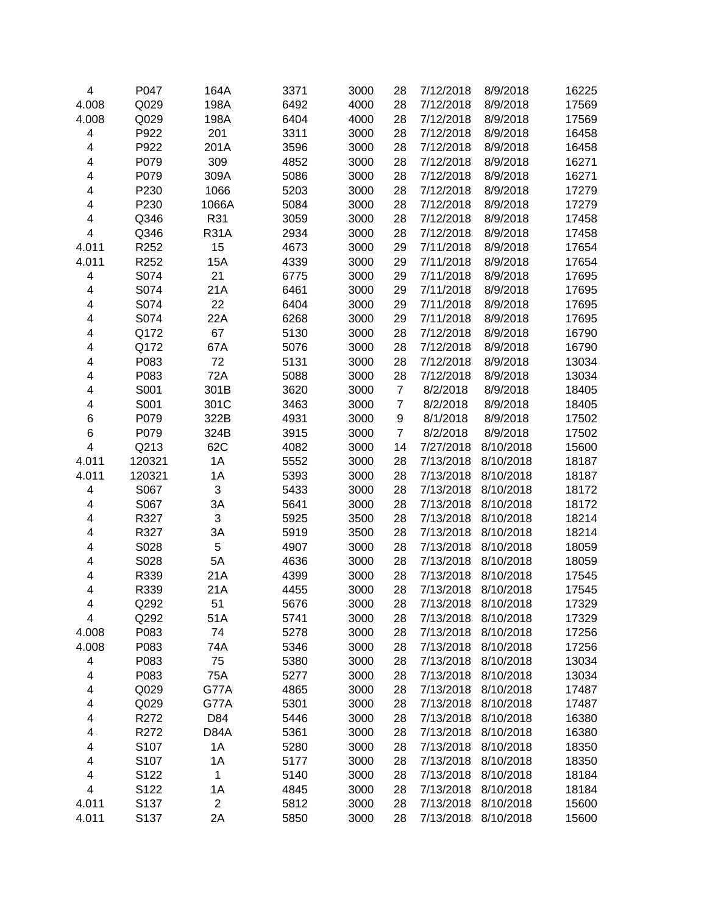| | | | | | | | | |
|---|---|---|---|---|---|---|---|---|
| 4 | P047 | 164A | 3371 | 3000 | 28 | 7/12/2018 | 8/9/2018 | 16225 |
| 4.008 | Q029 | 198A | 6492 | 4000 | 28 | 7/12/2018 | 8/9/2018 | 17569 |
| 4.008 | Q029 | 198A | 6404 | 4000 | 28 | 7/12/2018 | 8/9/2018 | 17569 |
| 4 | P922 | 201 | 3311 | 3000 | 28 | 7/12/2018 | 8/9/2018 | 16458 |
| 4 | P922 | 201A | 3596 | 3000 | 28 | 7/12/2018 | 8/9/2018 | 16458 |
| 4 | P079 | 309 | 4852 | 3000 | 28 | 7/12/2018 | 8/9/2018 | 16271 |
| 4 | P079 | 309A | 5086 | 3000 | 28 | 7/12/2018 | 8/9/2018 | 16271 |
| 4 | P230 | 1066 | 5203 | 3000 | 28 | 7/12/2018 | 8/9/2018 | 17279 |
| 4 | P230 | 1066A | 5084 | 3000 | 28 | 7/12/2018 | 8/9/2018 | 17279 |
| 4 | Q346 | R31 | 3059 | 3000 | 28 | 7/12/2018 | 8/9/2018 | 17458 |
| 4 | Q346 | R31A | 2934 | 3000 | 28 | 7/12/2018 | 8/9/2018 | 17458 |
| 4.011 | R252 | 15 | 4673 | 3000 | 29 | 7/11/2018 | 8/9/2018 | 17654 |
| 4.011 | R252 | 15A | 4339 | 3000 | 29 | 7/11/2018 | 8/9/2018 | 17654 |
| 4 | S074 | 21 | 6775 | 3000 | 29 | 7/11/2018 | 8/9/2018 | 17695 |
| 4 | S074 | 21A | 6461 | 3000 | 29 | 7/11/2018 | 8/9/2018 | 17695 |
| 4 | S074 | 22 | 6404 | 3000 | 29 | 7/11/2018 | 8/9/2018 | 17695 |
| 4 | S074 | 22A | 6268 | 3000 | 29 | 7/11/2018 | 8/9/2018 | 17695 |
| 4 | Q172 | 67 | 5130 | 3000 | 28 | 7/12/2018 | 8/9/2018 | 16790 |
| 4 | Q172 | 67A | 5076 | 3000 | 28 | 7/12/2018 | 8/9/2018 | 16790 |
| 4 | P083 | 72 | 5131 | 3000 | 28 | 7/12/2018 | 8/9/2018 | 13034 |
| 4 | P083 | 72A | 5088 | 3000 | 28 | 7/12/2018 | 8/9/2018 | 13034 |
| 4 | S001 | 301B | 3620 | 3000 | 7 | 8/2/2018 | 8/9/2018 | 18405 |
| 4 | S001 | 301C | 3463 | 3000 | 7 | 8/2/2018 | 8/9/2018 | 18405 |
| 6 | P079 | 322B | 4931 | 3000 | 9 | 8/1/2018 | 8/9/2018 | 17502 |
| 6 | P079 | 324B | 3915 | 3000 | 7 | 8/2/2018 | 8/9/2018 | 17502 |
| 4 | Q213 | 62C | 4082 | 3000 | 14 | 7/27/2018 | 8/10/2018 | 15600 |
| 4.011 | 120321 | 1A | 5552 | 3000 | 28 | 7/13/2018 | 8/10/2018 | 18187 |
| 4.011 | 120321 | 1A | 5393 | 3000 | 28 | 7/13/2018 | 8/10/2018 | 18187 |
| 4 | S067 | 3 | 5433 | 3000 | 28 | 7/13/2018 | 8/10/2018 | 18172 |
| 4 | S067 | 3A | 5641 | 3000 | 28 | 7/13/2018 | 8/10/2018 | 18172 |
| 4 | R327 | 3 | 5925 | 3500 | 28 | 7/13/2018 | 8/10/2018 | 18214 |
| 4 | R327 | 3A | 5919 | 3500 | 28 | 7/13/2018 | 8/10/2018 | 18214 |
| 4 | S028 | 5 | 4907 | 3000 | 28 | 7/13/2018 | 8/10/2018 | 18059 |
| 4 | S028 | 5A | 4636 | 3000 | 28 | 7/13/2018 | 8/10/2018 | 18059 |
| 4 | R339 | 21A | 4399 | 3000 | 28 | 7/13/2018 | 8/10/2018 | 17545 |
| 4 | R339 | 21A | 4455 | 3000 | 28 | 7/13/2018 | 8/10/2018 | 17545 |
| 4 | Q292 | 51 | 5676 | 3000 | 28 | 7/13/2018 | 8/10/2018 | 17329 |
| 4 | Q292 | 51A | 5741 | 3000 | 28 | 7/13/2018 | 8/10/2018 | 17329 |
| 4.008 | P083 | 74 | 5278 | 3000 | 28 | 7/13/2018 | 8/10/2018 | 17256 |
| 4.008 | P083 | 74A | 5346 | 3000 | 28 | 7/13/2018 | 8/10/2018 | 17256 |
| 4 | P083 | 75 | 5380 | 3000 | 28 | 7/13/2018 | 8/10/2018 | 13034 |
| 4 | P083 | 75A | 5277 | 3000 | 28 | 7/13/2018 | 8/10/2018 | 13034 |
| 4 | Q029 | G77A | 4865 | 3000 | 28 | 7/13/2018 | 8/10/2018 | 17487 |
| 4 | Q029 | G77A | 5301 | 3000 | 28 | 7/13/2018 | 8/10/2018 | 17487 |
| 4 | R272 | D84 | 5446 | 3000 | 28 | 7/13/2018 | 8/10/2018 | 16380 |
| 4 | R272 | D84A | 5361 | 3000 | 28 | 7/13/2018 | 8/10/2018 | 16380 |
| 4 | S107 | 1A | 5280 | 3000 | 28 | 7/13/2018 | 8/10/2018 | 18350 |
| 4 | S107 | 1A | 5177 | 3000 | 28 | 7/13/2018 | 8/10/2018 | 18350 |
| 4 | S122 | 1 | 5140 | 3000 | 28 | 7/13/2018 | 8/10/2018 | 18184 |
| 4 | S122 | 1A | 4845 | 3000 | 28 | 7/13/2018 | 8/10/2018 | 18184 |
| 4.011 | S137 | 2 | 5812 | 3000 | 28 | 7/13/2018 | 8/10/2018 | 15600 |
| 4.011 | S137 | 2A | 5850 | 3000 | 28 | 7/13/2018 | 8/10/2018 | 15600 |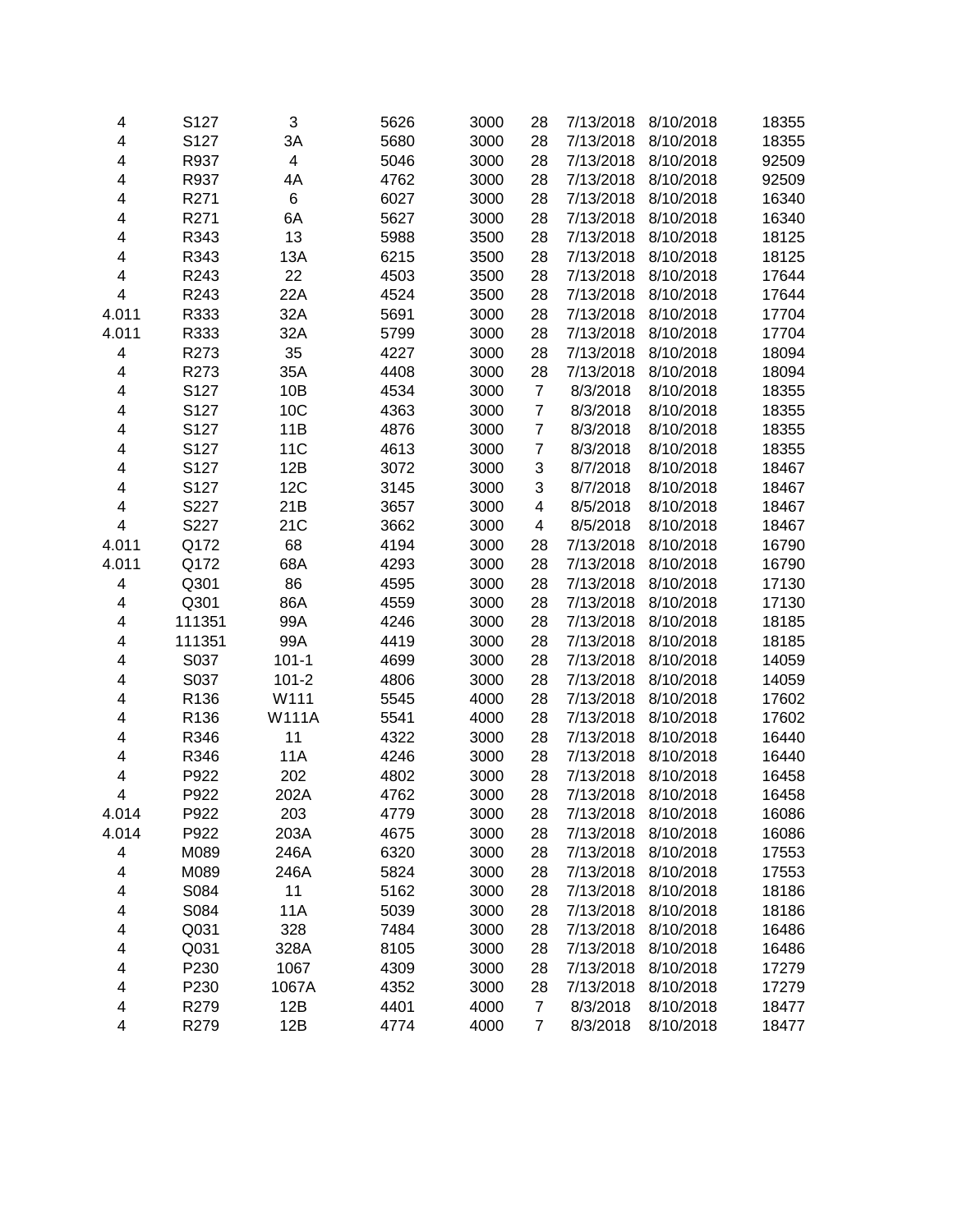| | | | | | | | | |
|---|---|---|---|---|---|---|---|---|
| 4 | S127 | 3 | 5626 | 3000 | 28 | 7/13/2018 | 8/10/2018 | 18355 |
| 4 | S127 | 3A | 5680 | 3000 | 28 | 7/13/2018 | 8/10/2018 | 18355 |
| 4 | R937 | 4 | 5046 | 3000 | 28 | 7/13/2018 | 8/10/2018 | 92509 |
| 4 | R937 | 4A | 4762 | 3000 | 28 | 7/13/2018 | 8/10/2018 | 92509 |
| 4 | R271 | 6 | 6027 | 3000 | 28 | 7/13/2018 | 8/10/2018 | 16340 |
| 4 | R271 | 6A | 5627 | 3000 | 28 | 7/13/2018 | 8/10/2018 | 16340 |
| 4 | R343 | 13 | 5988 | 3500 | 28 | 7/13/2018 | 8/10/2018 | 18125 |
| 4 | R343 | 13A | 6215 | 3500 | 28 | 7/13/2018 | 8/10/2018 | 18125 |
| 4 | R243 | 22 | 4503 | 3500 | 28 | 7/13/2018 | 8/10/2018 | 17644 |
| 4 | R243 | 22A | 4524 | 3500 | 28 | 7/13/2018 | 8/10/2018 | 17644 |
| 4.011 | R333 | 32A | 5691 | 3000 | 28 | 7/13/2018 | 8/10/2018 | 17704 |
| 4.011 | R333 | 32A | 5799 | 3000 | 28 | 7/13/2018 | 8/10/2018 | 17704 |
| 4 | R273 | 35 | 4227 | 3000 | 28 | 7/13/2018 | 8/10/2018 | 18094 |
| 4 | R273 | 35A | 4408 | 3000 | 28 | 7/13/2018 | 8/10/2018 | 18094 |
| 4 | S127 | 10B | 4534 | 3000 | 7 | 8/3/2018 | 8/10/2018 | 18355 |
| 4 | S127 | 10C | 4363 | 3000 | 7 | 8/3/2018 | 8/10/2018 | 18355 |
| 4 | S127 | 11B | 4876 | 3000 | 7 | 8/3/2018 | 8/10/2018 | 18355 |
| 4 | S127 | 11C | 4613 | 3000 | 7 | 8/3/2018 | 8/10/2018 | 18355 |
| 4 | S127 | 12B | 3072 | 3000 | 3 | 8/7/2018 | 8/10/2018 | 18467 |
| 4 | S127 | 12C | 3145 | 3000 | 3 | 8/7/2018 | 8/10/2018 | 18467 |
| 4 | S227 | 21B | 3657 | 3000 | 4 | 8/5/2018 | 8/10/2018 | 18467 |
| 4 | S227 | 21C | 3662 | 3000 | 4 | 8/5/2018 | 8/10/2018 | 18467 |
| 4.011 | Q172 | 68 | 4194 | 3000 | 28 | 7/13/2018 | 8/10/2018 | 16790 |
| 4.011 | Q172 | 68A | 4293 | 3000 | 28 | 7/13/2018 | 8/10/2018 | 16790 |
| 4 | Q301 | 86 | 4595 | 3000 | 28 | 7/13/2018 | 8/10/2018 | 17130 |
| 4 | Q301 | 86A | 4559 | 3000 | 28 | 7/13/2018 | 8/10/2018 | 17130 |
| 4 | 111351 | 99A | 4246 | 3000 | 28 | 7/13/2018 | 8/10/2018 | 18185 |
| 4 | 111351 | 99A | 4419 | 3000 | 28 | 7/13/2018 | 8/10/2018 | 18185 |
| 4 | S037 | 101-1 | 4699 | 3000 | 28 | 7/13/2018 | 8/10/2018 | 14059 |
| 4 | S037 | 101-2 | 4806 | 3000 | 28 | 7/13/2018 | 8/10/2018 | 14059 |
| 4 | R136 | W111 | 5545 | 4000 | 28 | 7/13/2018 | 8/10/2018 | 17602 |
| 4 | R136 | W111A | 5541 | 4000 | 28 | 7/13/2018 | 8/10/2018 | 17602 |
| 4 | R346 | 11 | 4322 | 3000 | 28 | 7/13/2018 | 8/10/2018 | 16440 |
| 4 | R346 | 11A | 4246 | 3000 | 28 | 7/13/2018 | 8/10/2018 | 16440 |
| 4 | P922 | 202 | 4802 | 3000 | 28 | 7/13/2018 | 8/10/2018 | 16458 |
| 4 | P922 | 202A | 4762 | 3000 | 28 | 7/13/2018 | 8/10/2018 | 16458 |
| 4.014 | P922 | 203 | 4779 | 3000 | 28 | 7/13/2018 | 8/10/2018 | 16086 |
| 4.014 | P922 | 203A | 4675 | 3000 | 28 | 7/13/2018 | 8/10/2018 | 16086 |
| 4 | M089 | 246A | 6320 | 3000 | 28 | 7/13/2018 | 8/10/2018 | 17553 |
| 4 | M089 | 246A | 5824 | 3000 | 28 | 7/13/2018 | 8/10/2018 | 17553 |
| 4 | S084 | 11 | 5162 | 3000 | 28 | 7/13/2018 | 8/10/2018 | 18186 |
| 4 | S084 | 11A | 5039 | 3000 | 28 | 7/13/2018 | 8/10/2018 | 18186 |
| 4 | Q031 | 328 | 7484 | 3000 | 28 | 7/13/2018 | 8/10/2018 | 16486 |
| 4 | Q031 | 328A | 8105 | 3000 | 28 | 7/13/2018 | 8/10/2018 | 16486 |
| 4 | P230 | 1067 | 4309 | 3000 | 28 | 7/13/2018 | 8/10/2018 | 17279 |
| 4 | P230 | 1067A | 4352 | 3000 | 28 | 7/13/2018 | 8/10/2018 | 17279 |
| 4 | R279 | 12B | 4401 | 4000 | 7 | 8/3/2018 | 8/10/2018 | 18477 |
| 4 | R279 | 12B | 4774 | 4000 | 7 | 8/3/2018 | 8/10/2018 | 18477 |